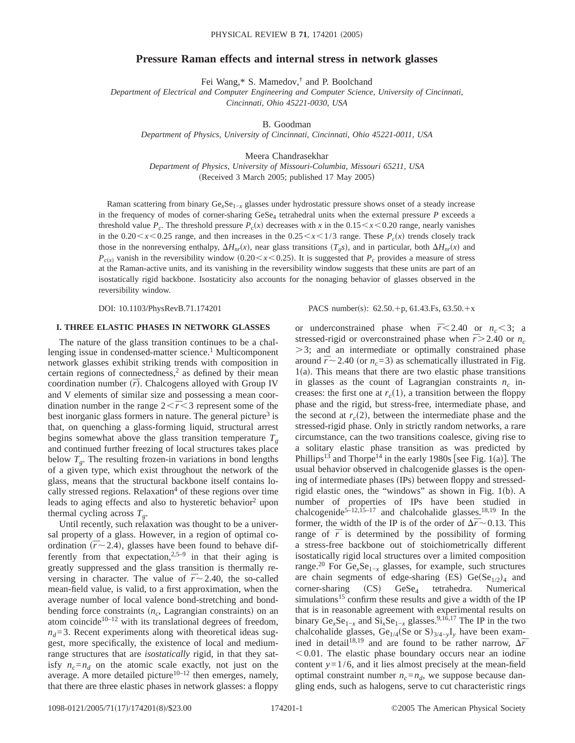# Pressure Raman effects and internal stress in network glasses

Fei Wang,* S. Mamedov,† and P. Boolchand

*Department of Electrical and Computer Engineering and Computer Science, University of Cincinnati, Cincinnati, Ohio 45221-0030, USA*

B. Goodman

*Department of Physics, University of Cincinnati, Cincinnati, Ohio 45221-0011, USA*

Meera Chandrasekhar

*Department of Physics, University of Missouri-Columbia, Missouri 65211, USA*

(Received 3 March 2005; published 17 May 2005)

Raman scattering from binary $Ge_xSe_{1-x}$ glasses under hydrostatic pressure shows onset of a steady increase in the frequency of modes of corner-sharing $GeSe_4$ tetrahedral units when the external pressure $P$ exceeds a threshold value $P_c$. The threshold pressure $P_c(x)$ decreases with $x$ in the $0.15<x<0.20$ range, nearly vanishes in the $0.20<x<0.25$ range, and then increases in the $0.25<x<1/3$ range. These $P_c(x)$ trends closely track those in the nonreversing enthalpy, $\Delta H_{nr}(x)$, near glass transitions ($T_g$s), and in particular, both $\Delta H_{nr}(x)$ and $P_{c(x)}$ vanish in the reversibility window ($0.20<x<0.25$). It is suggested that $P_c$ provides a measure of stress at the Raman-active units, and its vanishing in the reversibility window suggests that these units are part of an isostatically rigid backbone. Isostaticity also accounts for the nonaging behavior of glasses observed in the reversibility window.

DOI: 10.1103/PhysRevB.71.174201 PACS number(s): 62.50.+p, 61.43.Fs, 63.50.+x

## I. THREE ELASTIC PHASES IN NETWORK GLASSES

The nature of the glass transition continues to be a challenging issue in condensed-matter science.[1] Multicomponent network glasses exhibit striking trends with composition in certain regions of connectedness,[2] as defined by their mean coordination number $(\bar{r})$. Chalcogens alloyed with Group IV and V elements of similar size and possessing a mean coordination number in the range $2<\bar{r}<3$ represent some of the best inorganic glass formers in nature. The general picture[3] is that, on quenching a glass-forming liquid, structural arrest begins somewhat above the glass transition temperature $T_g$ and continued further freezing of local structures takes place below $T_g$. The resulting frozen-in variations in bond lengths of a given type, which exist throughout the network of the glass, means that the structural backbone itself contains locally stressed regions. Relaxation[4] of these regions over time leads to aging effects and also to hysteretic behavior[2] upon thermal cycling across $T_g$.

Until recently, such relaxation was thought to be a universal property of a glass. However, in a region of optimal coordination $(\bar{r}\sim 2.4)$, glasses have been found to behave differently from that expectation,[2,5–9] in that their aging is greatly suppressed and the glass transition is thermally reversing in character. The value of $\bar{r}\sim 2.40$, the so-called mean-field value, is valid, to a first approximation, when the average number of local valence bond-stretching and bond-bending force constraints ($n_c$, Lagrangian constraints) on an atom coincide[10–12] with its translational degrees of freedom, $n_d=3$. Recent experiments along with theoretical ideas suggest, more specifically, the existence of local and medium-range structures that are *isostatically* rigid, in that they satisfy $n_c=n_d$ on the atomic scale exactly, not just on the average. A more detailed picture[10–12] then emerges, namely, that there are three elastic phases in network glasses: a floppy or underconstrained phase when $\bar{r}<2.40$ or $n_c<3$; a stressed-rigid or overconstrained phase when $\bar{r}>2.40$ or $n_c>3$; and an intermediate or optimally constrained phase around $\bar{r}\sim 2.40$ (or $n_c=3$) as schematically illustrated in Fig. 1(a). This means that there are two elastic phase transitions in glasses as the count of Lagrangian constraints $n_c$ increases: the first one at $r_c(1)$, a transition between the floppy phase and the rigid, but stress-free, intermediate phase, and the second at $r_c(2)$, between the intermediate phase and the stressed-rigid phase. Only in strictly random networks, a rare circumstance, can the two transitions coalesce, giving rise to a solitary elastic phase transition as was predicted by Phillips[13] and Thorpe[14] in the early 1980s [see Fig. 1(a)]. The usual behavior observed in chalcogenide glasses is the opening of intermediate phases (IPs) between floppy and stressed-rigid elastic ones, the "windows" as shown in Fig. 1(b). A number of properties of IPs have been studied in chalcogenide[5–12,15–17] and chalcohalide glasses.[18,19] In the former, the width of the IP is of the order of $\Delta\bar{r}\sim 0.13$. This range of $\bar{r}$ is determined by the possibility of forming a stress-free backbone out of stoichiometrically different isostatically rigid local structures over a limited composition range.[20] For $Ge_xSe_{1-x}$ glasses, for example, such structures are chain segments of edge-sharing (ES) $Ge(Se_{1/2})_4$ and corner-sharing (CS) $GeSe_4$ tetrahedra. Numerical simulations[15] confirm these results and give a width of the IP that is in reasonable agreement with experimental results on binary $Ge_xSe_{1-x}$ and $Si_xSe_{1-x}$ glasses.[9,16,17] The IP in the two chalcohalide glasses, $Ge_{1/4}(Se\text{ or }S)_{3/4-y}I_y$ have been examined in detail[18,19] and are found to be rather narrow, $\Delta\bar{r}<0.01$. The elastic phase boundary occurs near an iodine content $y=1/6$, and it lies almost precisely at the mean-field optimal constraint number $n_c=n_d$, we suppose because dangling ends, such as halogens, serve to cut characteristic rings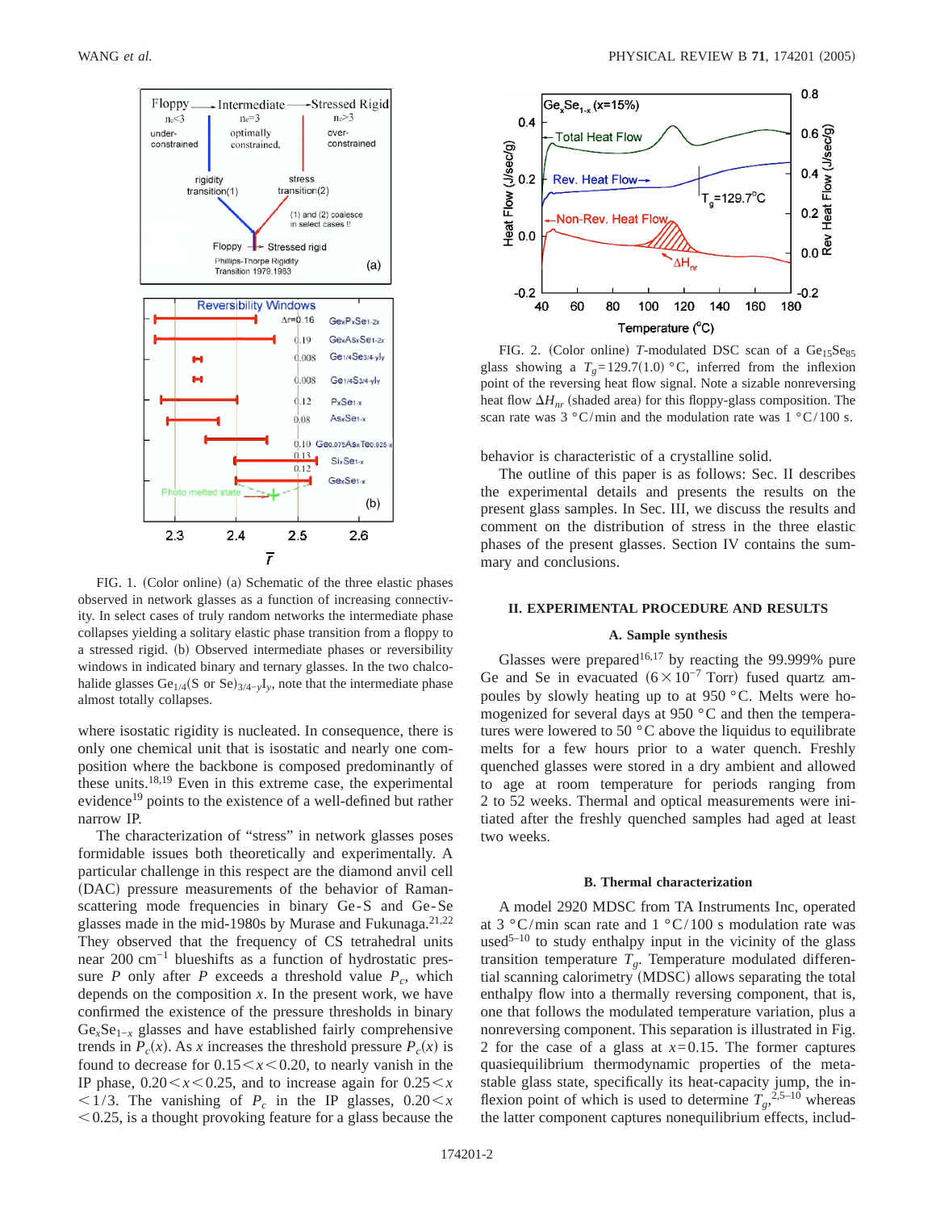FIG. 1. (Color online) (a) Schematic of the three elastic phases observed in network glasses as a function of increasing connectivity. In select cases of truly random networks the intermediate phase collapses yielding a solitary elastic phase transition from a floppy to a stressed rigid. (b) Observed intermediate phases or reversibility windows in indicated binary and ternary glasses. In the two chalcohalide glasses $Ge_{1/4}(S\text{ or }Se)_{3/4-y}I_y$, note that the intermediate phase almost totally collapses.

where isostatic rigidity is nucleated. In consequence, there is only one chemical unit that is isostatic and nearly one composition where the backbone is composed predominantly of these units.[18,19] Even in this extreme case, the experimental evidence[19] points to the existence of a well-defined but rather narrow IP.

The characterization of "stress" in network glasses poses formidable issues both theoretically and experimentally. A particular challenge in this respect are the diamond anvil cell (DAC) pressure measurements of the behavior of Raman-scattering mode frequencies in binary Ge-S and Ge-Se glasses made in the mid-1980s by Murase and Fukunaga.[21,22] They observed that the frequency of CS tetrahedral units near 200 $cm^{-1}$ blueshifts as a function of hydrostatic pressure $P$ only after $P$ exceeds a threshold value $P_c$, which depends on the composition $x$. In the present work, we have confirmed the existence of the pressure thresholds in binary $Ge_xSe_{1-x}$ glasses and have established fairly comprehensive trends in $P_c(x)$. As $x$ increases the threshold pressure $P_c(x)$ is found to decrease for $0.15<x<0.20$, to nearly vanish in the IP phase, $0.20<x<0.25$, and to increase again for $0.25<x<1/3$. The vanishing of $P_c$ in the IP glasses, $0.20<x<0.25$, is a thought provoking feature for a glass because the behavior is characteristic of a crystalline solid.

FIG. 2. (Color online) $T$-modulated DSC scan of a $Ge_{15}Se_{85}$ glass showing a $T_g=129.7(1.0)$ °C, inferred from the inflexion point of the reversing heat flow signal. Note a sizable nonreversing heat flow $\Delta H_{nr}$ (shaded area) for this floppy-glass composition. The scan rate was 3 °C/min and the modulation rate was 1 °C/100 s.

The outline of this paper is as follows: Sec. II describes the experimental details and presents the results on the present glass samples. In Sec. III, we discuss the results and comment on the distribution of stress in the three elastic phases of the present glasses. Section IV contains the summary and conclusions.

## II. EXPERIMENTAL PROCEDURE AND RESULTS

### A. Sample synthesis

Glasses were prepared[16,17] by reacting the 99.999% pure Ge and Se in evacuated ($6\times10^{-7}$ Torr) fused quartz ampoules by slowly heating up to at 950 °C. Melts were homogenized for several days at 950 °C and then the temperatures were lowered to 50 °C above the liquidus to equilibrate melts for a few hours prior to a water quench. Freshly quenched glasses were stored in a dry ambient and allowed to age at room temperature for periods ranging from 2 to 52 weeks. Thermal and optical measurements were initiated after the freshly quenched samples had aged at least two weeks.

### B. Thermal characterization

A model 2920 MDSC from TA Instruments Inc, operated at 3 °C/min scan rate and 1 °C/100 s modulation rate was used[5–10] to study enthalpy input in the vicinity of the glass transition temperature $T_g$. Temperature modulated differential scanning calorimetry (MDSC) allows separating the total enthalpy flow into a thermally reversing component, that is, one that follows the modulated temperature variation, plus a nonreversing component. This separation is illustrated in Fig. 2 for the case of a glass at $x=0.15$. The former captures quasiequilibrium thermodynamic properties of the metastable glass state, specifically its heat-capacity jump, the inflexion point of which is used to determine $T_g$,[2,5–10] whereas the latter component captures nonequilibrium effects, includ-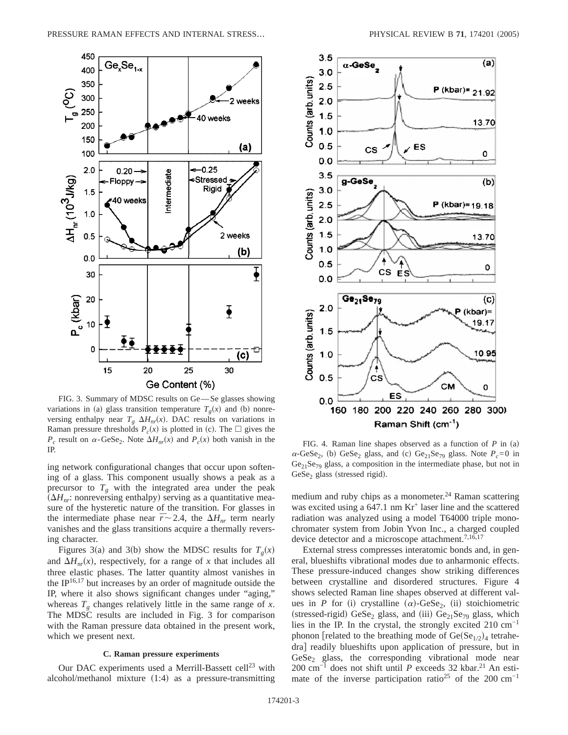FIG. 3. Summary of MDSC results on Ge—Se glasses showing variations in (a) glass transition temperature $T_g(x)$ and (b) nonreversing enthalpy near $T_g$ $\Delta H_{nr}(x)$. DAC results on variations in Raman pressure thresholds $P_c(x)$ is plotted in (c). The □ gives the $P_c$ result on $\alpha$-$GeSe_2$. Note $\Delta H_{nr}(x)$ and $P_c(x)$ both vanish in the IP.

ing network configurational changes that occur upon softening of a glass. This component usually shows a peak as a precursor to $T_g$ with the integrated area under the peak ($\Delta H_{nr}$: nonreversing enthalpy) serving as a quantitative measure of the hysteretic nature of the transition. For glasses in the intermediate phase near $\bar{r} \sim 2.4$, the $\Delta H_{nr}$ term nearly vanishes and the glass transitions acquire a thermally reversing character.

Figures 3(a) and 3(b) show the MDSC results for $T_g(x)$ and $\Delta H_{nr}(x)$, respectively, for a range of $x$ that includes all three elastic phases. The latter quantity almost vanishes in the IP[16,17] but increases by an order of magnitude outside the IP, where it also shows significant changes under "aging," whereas $T_g$ changes relatively little in the same range of $x$. The MDSC results are included in Fig. 3 for comparison with the Raman pressure data obtained in the present work, which we present next.

### C. Raman pressure experiments

Our DAC experiments used a Merrill-Bassett cell[23] with alcohol/methanol mixture (1:4) as a pressure-transmitting medium and ruby chips as a monometer.[24] Raman scattering was excited using a 647.1 nm $Kr^+$ laser line and the scattered radiation was analyzed using a model T64000 triple monochromater system from Jobin Yvon Inc., a charged coupled device detector and a microscope attachment.[7,16,17]

External stress compresses interatomic bonds and, in general, blueshifts vibrational modes due to anharmonic effects. These pressure-induced changes show striking differences between crystalline and disordered structures. Figure 4 shows selected Raman line shapes observed at different values in $P$ for (i) crystalline ($\alpha$)-$GeSe_2$, (ii) stoichiometric (stressed-rigid) $GeSe_2$ glass, and (iii) $Ge_{21}Se_{79}$ glass, which lies in the IP. In the crystal, the strongly excited 210 $cm^{-1}$ phonon [related to the breathing mode of $Ge(Se_{1/2})_4$ tetrahedra] readily blueshifts upon application of pressure, but in $GeSe_2$ glass, the corresponding vibrational mode near 200 $cm^{-1}$ does not shift until $P$ exceeds 32 kbar.[21] An estimate of the inverse participation ratio[25] of the 200 $cm^{-1}$

FIG. 4. Raman line shapes observed as a function of $P$ in (a) $\alpha$-$GeSe_2$, (b) $GeSe_2$ glass, and (c) $Ge_{21}Se_{79}$ glass. Note $P_c=0$ in $Ge_{21}Se_{79}$ glass, a composition in the intermediate phase, but not in $GeSe_2$ glass (stressed rigid).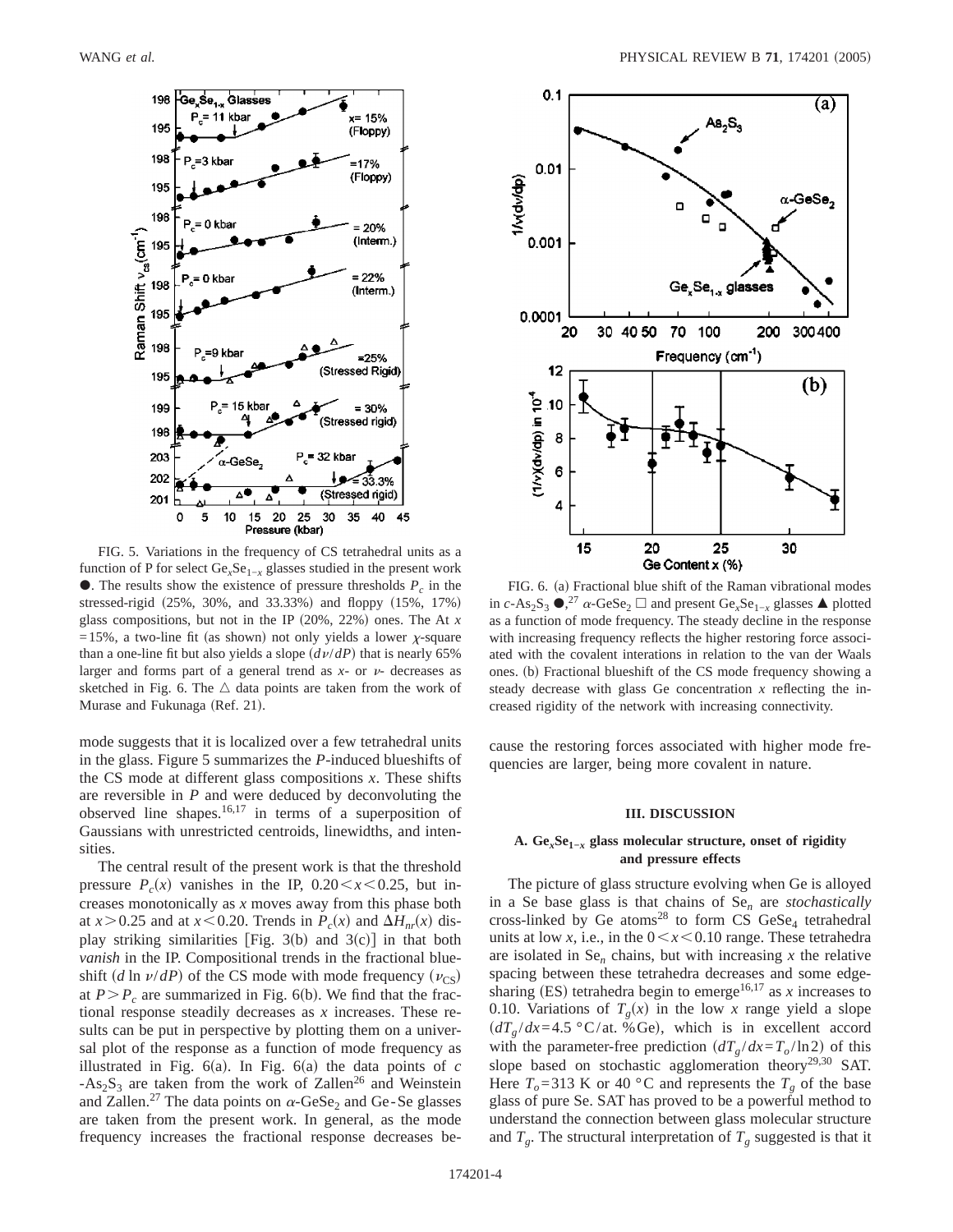FIG. 5. Variations in the frequency of CS tetrahedral units as a function of P for select $Ge_xSe_{1-x}$ glasses studied in the present work ●. The results show the existence of pressure thresholds $P_c$ in the stressed-rigid (25%, 30%, and 33.33%) and floppy (15%, 17%) glass compositions, but not in the IP (20%, 22%) ones. The At $x = 15\%$, a two-line fit (as shown) not only yields a lower $\chi$-square than a one-line fit but also yields a slope $(d\nu/dP)$ that is nearly 65% larger and forms part of a general trend as $x$- or $\nu$- decreases as sketched in Fig. 6. The △ data points are taken from the work of Murase and Fukunaga (Ref. 21).

FIG. 6. (a) Fractional blue shift of the Raman vibrational modes in $c$-$As_2S_3$ ●,[27] $\alpha$-$GeSe_2$ □ and present $Ge_xSe_{1-x}$ glasses ▲ plotted as a function of mode frequency. The steady decline in the response with increasing frequency reflects the higher restoring force associated with the covalent interations in relation to the van der Waals ones. (b) Fractional blueshift of the CS mode frequency showing a steady decrease with glass Ge concentration $x$ reflecting the increased rigidity of the network with increasing connectivity.

mode suggests that it is localized over a few tetrahedral units in the glass. Figure 5 summarizes the $P$-induced blueshifts of the CS mode at different glass compositions $x$. These shifts are reversible in $P$ and were deduced by deconvoluting the observed line shapes.[16,17] in terms of a superposition of Gaussians with unrestricted centroids, linewidths, and intensities.

The central result of the present work is that the threshold pressure $P_c(x)$ vanishes in the IP, $0.20 < x < 0.25$, but increases monotonically as $x$ moves away from this phase both at $x > 0.25$ and at $x < 0.20$. Trends in $P_c(x)$ and $\Delta H_{nr}(x)$ display striking similarities [Fig. 3(b) and 3(c)] in that both *vanish* in the IP. Compositional trends in the fractional blueshift $(d \ln \nu/dP)$ of the CS mode with mode frequency $(\nu_{CS})$ at $P > P_c$ are summarized in Fig. 6(b). We find that the fractional response steadily decreases as $x$ increases. These results can be put in perspective by plotting them on a universal plot of the response as a function of mode frequency as illustrated in Fig. 6(a). In Fig. 6(a) the data points of $c$-$As_2S_3$ are taken from the work of Zallen[26] and Weinstein and Zallen.[27] The data points on $\alpha$-$GeSe_2$ and Ge-Se glasses are taken from the present work. In general, as the mode frequency increases the fractional response decreases because the restoring forces associated with higher mode frequencies are larger, being more covalent in nature.

## III. DISCUSSION

### A. $Ge_xSe_{1-x}$ glass molecular structure, onset of rigidity and pressure effects

The picture of glass structure evolving when Ge is alloyed in a Se base glass is that chains of $Se_n$ are *stochastically* cross-linked by Ge atoms[28] to form CS $GeSe_4$ tetrahedral units at low $x$, i.e., in the $0 < x < 0.10$ range. These tetrahedra are isolated in $Se_n$ chains, but with increasing $x$ the relative spacing between these tetrahedra decreases and some edge-sharing (ES) tetrahedra begin to emerge[16,17] as $x$ increases to 0.10. Variations of $T_g(x)$ in the low $x$ range yield a slope $(dT_g/dx = 4.5\ °C/\text{at. \% Ge})$, which is in excellent accord with the parameter-free prediction $(dT_g/dx = T_o/\ln 2)$ of this slope based on stochastic agglomeration theory[29,30] SAT. Here $T_o = 313$ K or 40 °C and represents the $T_g$ of the base glass of pure Se. SAT has proved to be a powerful method to understand the connection between glass molecular structure and $T_g$. The structural interpretation of $T_g$ suggested is that it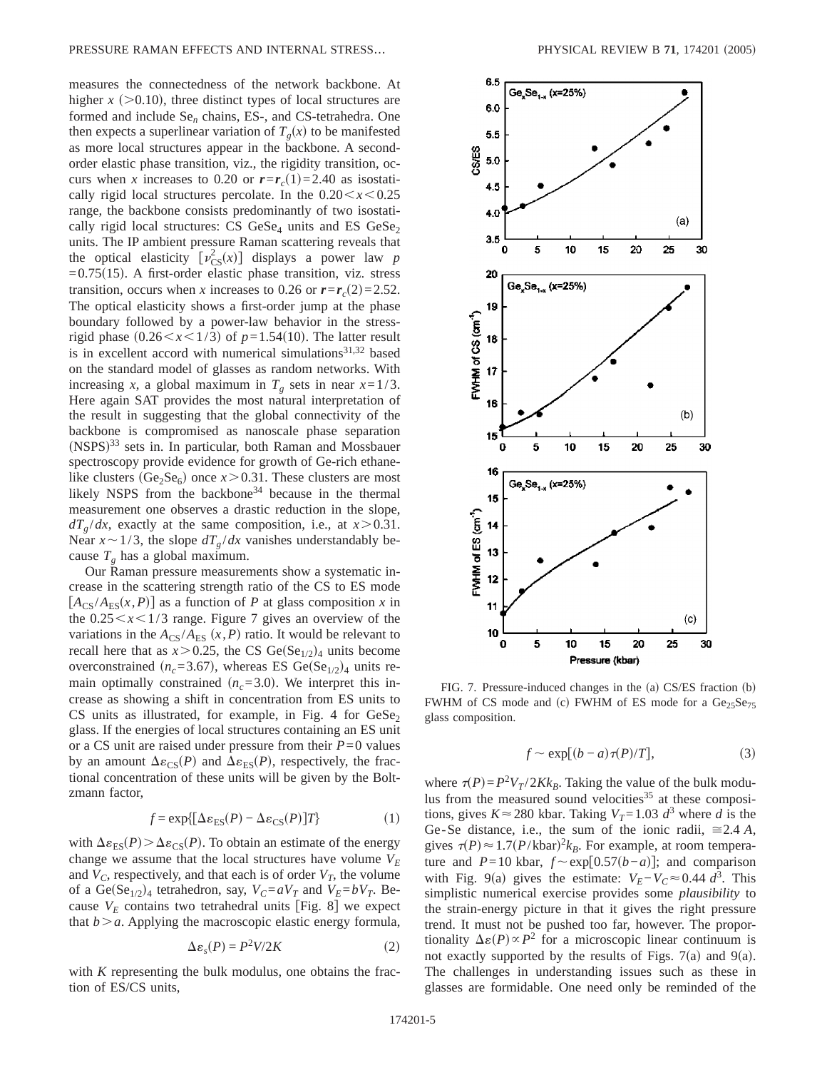measures the connectedness of the network backbone. At higher $x$ ($>0.10$), three distinct types of local structures are formed and include $Se_n$ chains, ES-, and CS-tetrahedra. One then expects a superlinear variation of $T_g(x)$ to be manifested as more local structures appear in the backbone. A second-order elastic phase transition, viz., the rigidity transition, occurs when $x$ increases to 0.20 or $\boldsymbol{r}=\boldsymbol{r}_c(1)=2.40$ as isostatically rigid local structures percolate. In the $0.20<x<0.25$ range, the backbone consists predominantly of two isostatically rigid local structures: CS $GeSe_4$ units and ES $GeSe_2$ units. The IP ambient pressure Raman scattering reveals that the optical elasticity $[\nu^2_{CS}(x)]$ displays a power law $p=0.75(15)$. A first-order elastic phase transition, viz. stress transition, occurs when $x$ increases to 0.26 or $\boldsymbol{r}=\boldsymbol{r}_c(2)=2.52$. The optical elasticity shows a first-order jump at the phase boundary followed by a power-law behavior in the stress-rigid phase ($0.26<x<1/3$) of $p=1.54(10)$. The latter result is in excellent accord with numerical simulations[31,32] based on the standard model of glasses as random networks. With increasing $x$, a global maximum in $T_g$ sets in near $x=1/3$. Here again SAT provides the most natural interpretation of the result in suggesting that the global connectivity of the backbone is compromised as nanoscale phase separation (NSPS)[33] sets in. In particular, both Raman and Mossbauer spectroscopy provide evidence for growth of Ge-rich ethane-like clusters ($Ge_2Se_6$) once $x>0.31$. These clusters are most likely NSPS from the backbone[34] because in the thermal measurement one observes a drastic reduction in the slope, $dT_g/dx$, exactly at the same composition, i.e., at $x>0.31$. Near $x\sim 1/3$, the slope $dT_g/dx$ vanishes understandably because $T_g$ has a global maximum.

Our Raman pressure measurements show a systematic increase in the scattering strength ratio of the CS to ES mode $[A_{CS}/A_{ES}(x,P)]$ as a function of $P$ at glass composition $x$ in the $0.25<x<1/3$ range. Figure 7 gives an overview of the variations in the $A_{CS}/A_{ES}$ $(x,P)$ ratio. It would be relevant to recall here that as $x>0.25$, the CS $Ge(Se_{1/2})_4$ units become overconstrained ($n_c=3.67$), whereas ES $Ge(Se_{1/2})_4$ units remain optimally constrained ($n_c=3.0$). We interpret this increase as showing a shift in concentration from ES units to CS units as illustrated, for example, in Fig. 4 for $GeSe_2$ glass. If the energies of local structures containing an ES unit or a CS unit are raised under pressure from their $P=0$ values by an amount $\Delta\varepsilon_{CS}(P)$ and $\Delta\varepsilon_{ES}(P)$, respectively, the fractional concentration of these units will be given by the Boltzmann factor,

$$f=\exp\{[\Delta\varepsilon_{ES}(P)-\Delta\varepsilon_{CS}(P)]T\} \tag{1}$$

with $\Delta\varepsilon_{ES}(P)>\Delta\varepsilon_{CS}(P)$. To obtain an estimate of the energy change we assume that the local structures have volume $V_E$ and $V_C$, respectively, and that each is of order $V_T$, the volume of a $Ge(Se_{1/2})_4$ tetrahedron, say, $V_C=aV_T$ and $V_E=bV_T$. Because $V_E$ contains two tetrahedral units [Fig. 8] we expect that $b>a$. Applying the macroscopic elastic energy formula,

$$\Delta\varepsilon_s(P)=P^2V/2K \tag{2}$$

with $K$ representing the bulk modulus, one obtains the fraction of ES/CS units,

FIG. 7. Pressure-induced changes in the (a) CS/ES fraction (b) FWHM of CS mode and (c) FWHM of ES mode for a $Ge_{25}Se_{75}$ glass composition.

$$f\sim\exp[(b-a)\tau(P)/T], \tag{3}$$

where $\tau(P)=P^2V_T/2Kk_B$. Taking the value of the bulk modulus from the measured sound velocities[35] at these compositions, gives $K\approx 280$ kbar. Taking $V_T=1.03\ d^3$ where $d$ is the Ge-Se distance, i.e., the sum of the ionic radii, $\cong 2.4\ A$, gives $\tau(P)\approx 1.7(P/\text{kbar})^2k_B$. For example, at room temperature and $P=10$ kbar, $f\sim\exp[0.57(b-a)]$; and comparison with Fig. 9(a) gives the estimate: $V_E-V_C\approx 0.44\ d^3$. This simplistic numerical exercise provides some *plausibility* to the strain-energy picture in that it gives the right pressure trend. It must not be pushed too far, however. The proportionality $\Delta\varepsilon(P)\propto P^2$ for a microscopic linear continuum is not exactly supported by the results of Figs. 7(a) and 9(a). The challenges in understanding issues such as these in glasses are formidable. One need only be reminded of the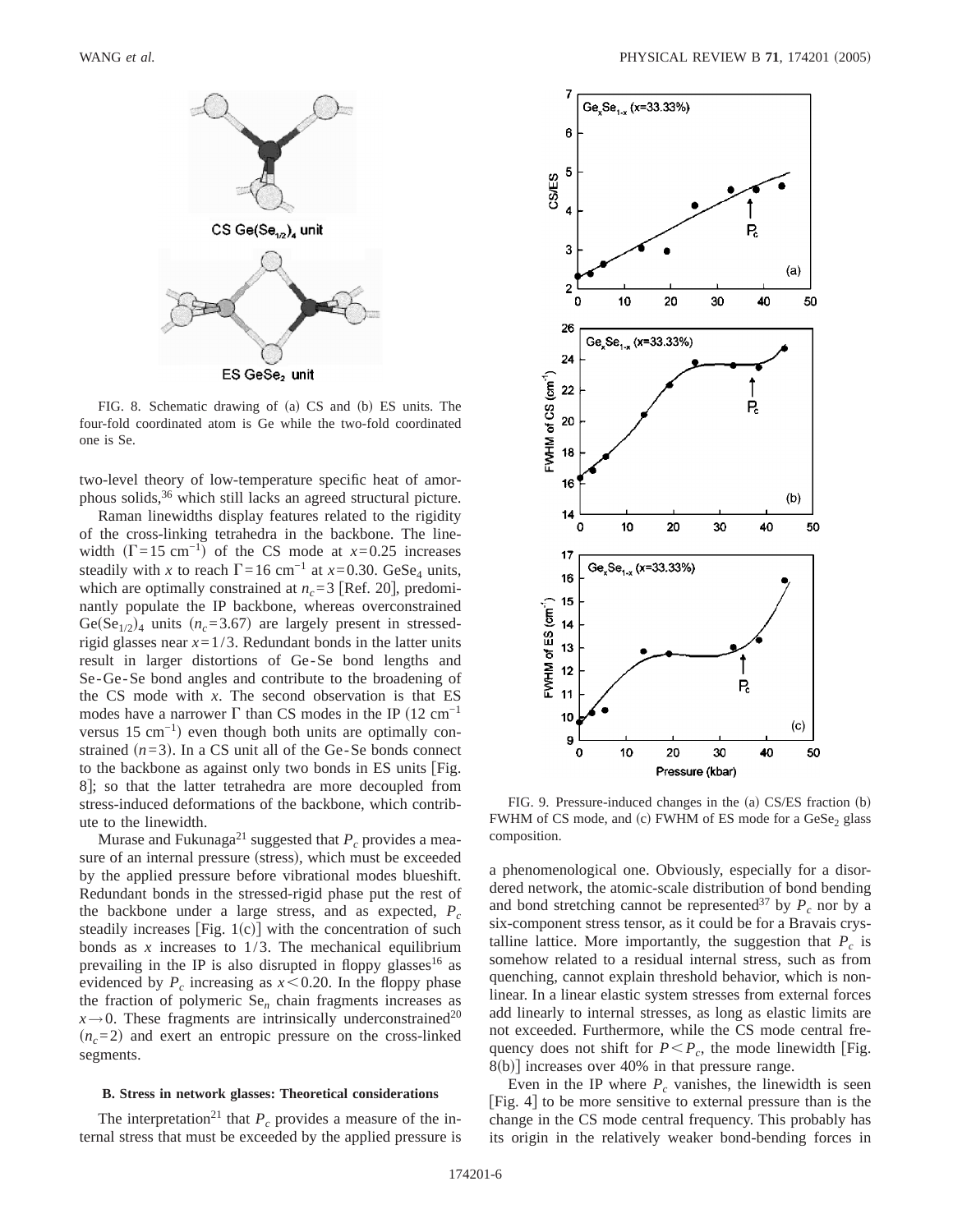FIG. 8. Schematic drawing of (a) CS and (b) ES units. The four-fold coordinated atom is Ge while the two-fold coordinated one is Se.

two-level theory of low-temperature specific heat of amorphous solids,[36] which still lacks an agreed structural picture.

Raman linewidths display features related to the rigidity of the cross-linking tetrahedra in the backbone. The linewidth ($\Gamma = 15\ \text{cm}^{-1}$) of the CS mode at $x = 0.25$ increases steadily with $x$ to reach $\Gamma = 16\ \text{cm}^{-1}$ at $x = 0.30$. $GeSe_4$ units, which are optimally constrained at $n_c = 3$ [Ref. 20], predominantly populate the IP backbone, whereas overconstrained $Ge(Se_{1/2})_4$ units ($n_c = 3.67$) are largely present in stressed-rigid glasses near $x = 1/3$. Redundant bonds in the latter units result in larger distortions of Ge-Se bond lengths and Se-Ge-Se bond angles and contribute to the broadening of the CS mode with $x$. The second observation is that ES modes have a narrower $\Gamma$ than CS modes in the IP ($12\ \text{cm}^{-1}$ versus $15\ \text{cm}^{-1}$) even though both units are optimally constrained ($n = 3$). In a CS unit all of the Ge-Se bonds connect to the backbone as against only two bonds in ES units [Fig. 8]; so that the latter tetrahedra are more decoupled from stress-induced deformations of the backbone, which contribute to the linewidth.

Murase and Fukunaga[21] suggested that $P_c$ provides a measure of an internal pressure (stress), which must be exceeded by the applied pressure before vibrational modes blueshift. Redundant bonds in the stressed-rigid phase put the rest of the backbone under a large stress, and as expected, $P_c$ steadily increases [Fig. 1(c)] with the concentration of such bonds as $x$ increases to $1/3$. The mechanical equilibrium prevailing in the IP is also disrupted in floppy glasses[16] as evidenced by $P_c$ increasing as $x < 0.20$. In the floppy phase the fraction of polymeric $Se_n$ chain fragments increases as $x \to 0$. These fragments are intrinsically underconstrained[20] ($n_c = 2$) and exert an entropic pressure on the cross-linked segments.

### B. Stress in network glasses: Theoretical considerations

The interpretation[21] that $P_c$ provides a measure of the internal stress that must be exceeded by the applied pressure is a phenomenological one. Obviously, especially for a disordered network, the atomic-scale distribution of bond bending and bond stretching cannot be represented[37] by $P_c$ nor by a six-component stress tensor, as it could be for a Bravais crystalline lattice. More importantly, the suggestion that $P_c$ is somehow related to a residual internal stress, such as from quenching, cannot explain threshold behavior, which is nonlinear. In a linear elastic system stresses from external forces add linearly to internal stresses, as long as elastic limits are not exceeded. Furthermore, while the CS mode central frequency does not shift for $P < P_c$, the mode linewidth [Fig. 8(b)] increases over 40% in that pressure range.

Even in the IP where $P_c$ vanishes, the linewidth is seen [Fig. 4] to be more sensitive to external pressure than is the change in the CS mode central frequency. This probably has its origin in the relatively weaker bond-bending forces in

FIG. 9. Pressure-induced changes in the (a) CS/ES fraction (b) FWHM of CS mode, and (c) FWHM of ES mode for a $GeSe_2$ glass composition.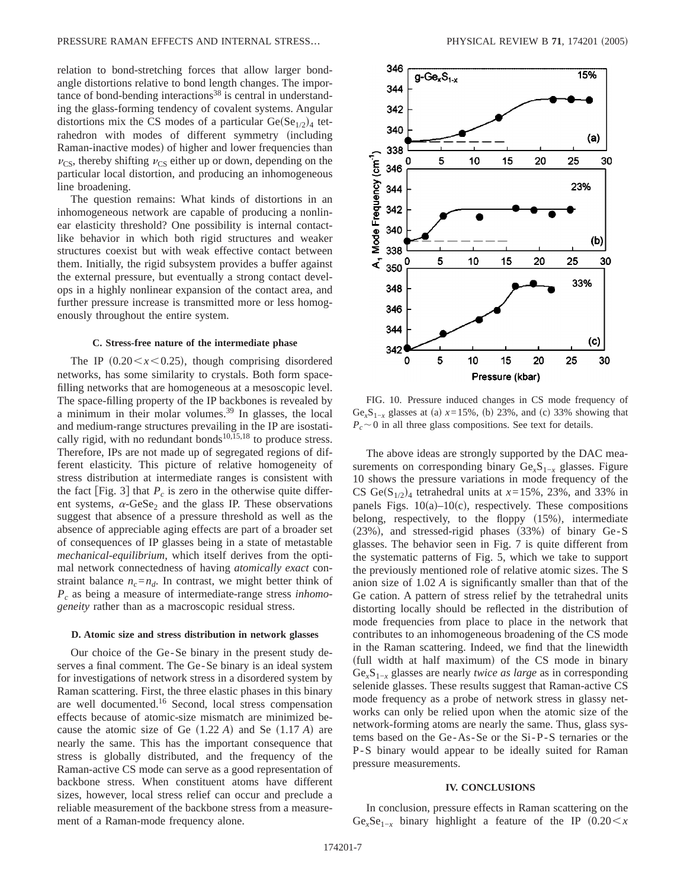relation to bond-stretching forces that allow larger bond-angle distortions relative to bond length changes. The importance of bond-bending interactions[38] is central in understanding the glass-forming tendency of covalent systems. Angular distortions mix the CS modes of a particular $Ge(Se_{1/2})_4$ tetrahedron with modes of different symmetry (including Raman-inactive modes) of higher and lower frequencies than $\nu_{CS}$, thereby shifting $\nu_{CS}$ either up or down, depending on the particular local distortion, and producing an inhomogeneous line broadening.

The question remains: What kinds of distortions in an inhomogeneous network are capable of producing a nonlinear elasticity threshold? One possibility is internal contact-like behavior in which both rigid structures and weaker structures coexist but with weak effective contact between them. Initially, the rigid subsystem provides a buffer against the external pressure, but eventually a strong contact develops in a highly nonlinear expansion of the contact area, and further pressure increase is transmitted more or less homogeneously throughout the entire system.

### C. Stress-free nature of the intermediate phase

The IP $(0.20 < x < 0.25)$, though comprising disordered networks, has some similarity to crystals. Both form space-filling networks that are homogeneous at a mesoscopic level. The space-filling property of the IP backbones is revealed by a minimum in their molar volumes.[39] In glasses, the local and medium-range structures prevailing in the IP are isostatically rigid, with no redundant bonds[10,15,18] to produce stress. Therefore, IPs are not made up of segregated regions of different elasticity. This picture of relative homogeneity of stress distribution at intermediate ranges is consistent with the fact [Fig. 3] that $P_c$ is zero in the otherwise quite different systems, $\alpha$-$GeSe_2$ and the glass IP. These observations suggest that absence of a pressure threshold as well as the absence of appreciable aging effects are part of a broader set of consequences of IP glasses being in a state of metastable *mechanical-equilibrium,* which itself derives from the optimal network connectedness of having *atomically exact* constraint balance $n_c = n_d$. In contrast, we might better think of $P_c$ as being a measure of intermediate-range stress *inhomogeneity* rather than as a macroscopic residual stress.

### D. Atomic size and stress distribution in network glasses

Our choice of the Ge-Se binary in the present study deserves a final comment. The Ge-Se binary is an ideal system for investigations of network stress in a disordered system by Raman scattering. First, the three elastic phases in this binary are well documented.[16] Second, local stress compensation effects because of atomic-size mismatch are minimized because the atomic size of Ge (1.22 *A*) and Se (1.17 *A*) are nearly the same. This has the important consequence that stress is globally distributed, and the frequency of the Raman-active CS mode can serve as a good representation of backbone stress. When constituent atoms have different sizes, however, local stress relief can occur and preclude a reliable measurement of the backbone stress from a measurement of a Raman-mode frequency alone.

FIG. 10. Pressure induced changes in CS mode frequency of $Ge_xS_{1-x}$ glasses at (a) $x$=15%, (b) 23%, and (c) 33% showing that $P_c \sim 0$ in all three glass compositions. See text for details.

The above ideas are strongly supported by the DAC measurements on corresponding binary $Ge_xS_{1-x}$ glasses. Figure 10 shows the pressure variations in mode frequency of the CS $Ge(S_{1/2})_4$ tetrahedral units at $x$=15%, 23%, and 33% in panels Figs. 10(a)–10(c), respectively. These compositions belong, respectively, to the floppy (15%), intermediate (23%), and stressed-rigid phases (33%) of binary Ge-S glasses. The behavior seen in Fig. 7 is quite different from the systematic patterns of Fig. 5, which we take to support the previously mentioned role of relative atomic sizes. The S anion size of 1.02 *A* is significantly smaller than that of the Ge cation. A pattern of stress relief by the tetrahedral units distorting locally should be reflected in the distribution of mode frequencies from place to place in the network that contributes to an inhomogeneous broadening of the CS mode in the Raman scattering. Indeed, we find that the linewidth (full width at half maximum) of the CS mode in binary $Ge_xS_{1-x}$ glasses are nearly *twice as large* as in corresponding selenide glasses. These results suggest that Raman-active CS mode frequency as a probe of network stress in glassy networks can only be relied upon when the atomic size of the network-forming atoms are nearly the same. Thus, glass systems based on the Ge-As-Se or the Si-P-S ternaries or the P-S binary would appear to be ideally suited for Raman pressure measurements.

## IV. CONCLUSIONS

In conclusion, pressure effects in Raman scattering on the $Ge_xSe_{1-x}$ binary highlight a feature of the IP $(0.20 < x$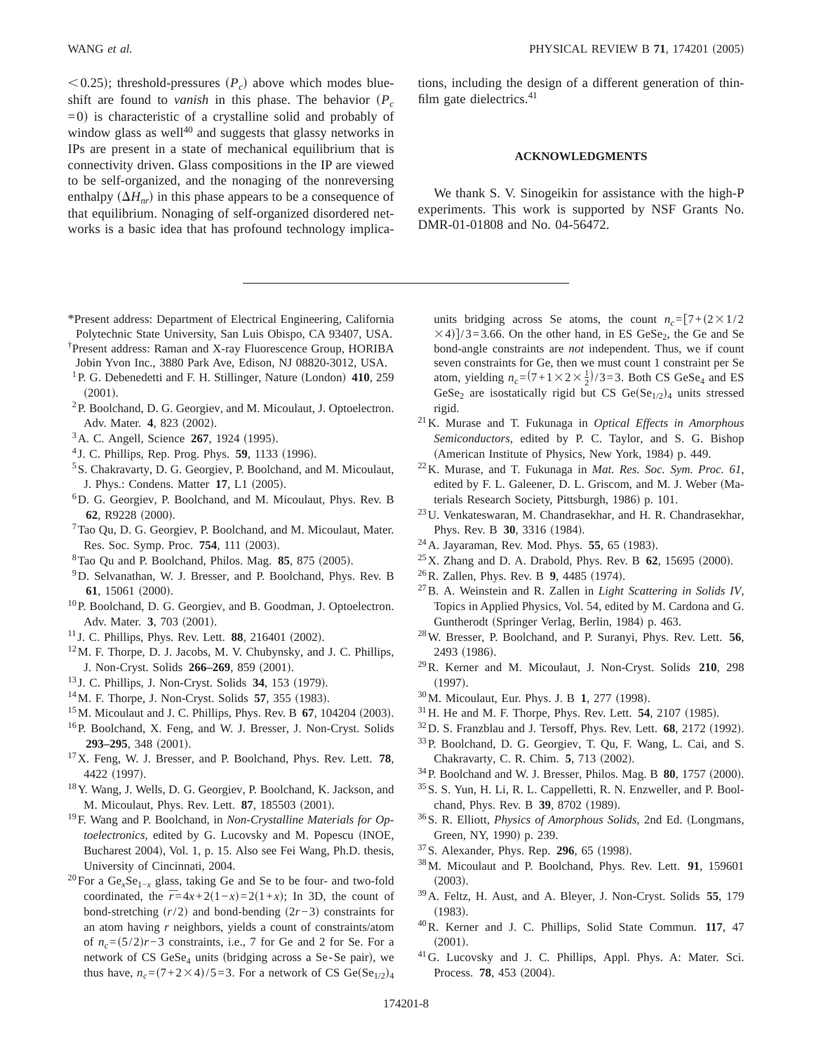$<0.25$); threshold-pressures ($P_c$) above which modes blue-shift are found to *vanish* in this phase. The behavior ($P_c = 0$) is characteristic of a crystalline solid and probably of window glass as well[40] and suggests that glassy networks in IPs are present in a state of mechanical equilibrium that is connectivity driven. Glass compositions in the IP are viewed to be self-organized, and the nonaging of the nonreversing enthalpy ($\Delta H_{nr}$) in this phase appears to be a consequence of that equilibrium. Nonaging of self-organized disordered networks is a basic idea that has profound technology implications, including the design of a different generation of thin-film gate dielectrics.[41]

## ACKNOWLEDGMENTS

We thank S. V. Sinogeikin for assistance with the high-P experiments. This work is supported by NSF Grants No. DMR-01-01808 and No. 04-56472.

---

*Present address: Department of Electrical Engineering, California Polytechnic State University, San Luis Obispo, CA 93407, USA.

†Present address: Raman and X-ray Fluorescence Group, HORIBA Jobin Yvon Inc., 3880 Park Ave, Edison, NJ 08820-3012, USA.

[1] P. G. Debenedetti and F. H. Stillinger, Nature (London) **410**, 259 (2001).

[2] P. Boolchand, D. G. Georgiev, and M. Micoulaut, J. Optoelectron. Adv. Mater. **4**, 823 (2002).

[3] A. C. Angell, Science **267**, 1924 (1995).

[4] J. C. Phillips, Rep. Prog. Phys. **59**, 1133 (1996).

[5] S. Chakravarty, D. G. Georgiev, P. Boolchand, and M. Micoulaut, J. Phys.: Condens. Matter **17**, L1 (2005).

[6] D. G. Georgiev, P. Boolchand, and M. Micoulaut, Phys. Rev. B **62**, R9228 (2000).

[7] Tao Qu, D. G. Georgiev, P. Boolchand, and M. Micoulaut, Mater. Res. Soc. Symp. Proc. **754**, 111 (2003).

[8] Tao Qu and P. Boolchand, Philos. Mag. **85**, 875 (2005).

[9] D. Selvanathan, W. J. Bresser, and P. Boolchand, Phys. Rev. B **61**, 15061 (2000).

[10] P. Boolchand, D. G. Georgiev, and B. Goodman, J. Optoelectron. Adv. Mater. **3**, 703 (2001).

[11] J. C. Phillips, Phys. Rev. Lett. **88**, 216401 (2002).

[12] M. F. Thorpe, D. J. Jacobs, M. V. Chubynsky, and J. C. Phillips, J. Non-Cryst. Solids **266–269**, 859 (2001).

[13] J. C. Phillips, J. Non-Cryst. Solids **34**, 153 (1979).

[14] M. F. Thorpe, J. Non-Cryst. Solids **57**, 355 (1983).

[15] M. Micoulaut and J. C. Phillips, Phys. Rev. B **67**, 104204 (2003).

[16] P. Boolchand, X. Feng, and W. J. Bresser, J. Non-Cryst. Solids **293–295**, 348 (2001).

[17] X. Feng, W. J. Bresser, and P. Boolchand, Phys. Rev. Lett. **78**, 4422 (1997).

[18] Y. Wang, J. Wells, D. G. Georgiev, P. Boolchand, K. Jackson, and M. Micoulaut, Phys. Rev. Lett. **87**, 185503 (2001).

[19] F. Wang and P. Boolchand, in *Non-Crystalline Materials for Optoelectronics*, edited by G. Lucovsky and M. Popescu (INOE, Bucharest 2004), Vol. 1, p. 15. Also see Fei Wang, Ph.D. thesis, University of Cincinnati, 2004.

[20] For a $Ge_xSe_{1-x}$ glass, taking Ge and Se to be four- and two-fold coordinated, the $\overline{r}=4x+2(1-x)=2(1+x)$; In 3D, the count of bond-stretching $(r/2)$ and bond-bending $(2r-3)$ constraints for an atom having $r$ neighbors, yields a count of constraints/atom of $n_c=(5/2)r-3$ constraints, i.e., 7 for Ge and 2 for Se. For a network of CS $GeSe_4$ units (bridging across a Se-Se pair), we thus have, $n_c=(7+2\times 4)/5=3$. For a network of CS $Ge(Se_{1/2})_4$ units bridging across Se atoms, the count $n_c=[7+(2\times 1/2\times 4)]/3=3.66$. On the other hand, in ES $GeSe_2$, the Ge and Se bond-angle constraints are *not* independent. Thus, we if count seven constraints for Ge, then we must count 1 constraint per Se atom, yielding $n_c=(7+1\times 2\times \frac{1}{2})/3=3$. Both CS $GeSe_4$ and ES $GeSe_2$ are isostatically rigid but CS $Ge(Se_{1/2})_4$ units stressed rigid.

[21] K. Murase and T. Fukunaga in *Optical Effects in Amorphous Semiconductors*, edited by P. C. Taylor, and S. G. Bishop (American Institute of Physics, New York, 1984) p. 449.

[22] K. Murase, and T. Fukunaga in *Mat. Res. Soc. Sym. Proc. 61*, edited by F. L. Galeener, D. L. Griscom, and M. J. Weber (Materials Research Society, Pittsburgh, 1986) p. 101.

[23] U. Venkateswaran, M. Chandrasekhar, and H. R. Chandrasekhar, Phys. Rev. B **30**, 3316 (1984).

[24] A. Jayaraman, Rev. Mod. Phys. **55**, 65 (1983).

[25] X. Zhang and D. A. Drabold, Phys. Rev. B **62**, 15695 (2000).

[26] R. Zallen, Phys. Rev. B **9**, 4485 (1974).

[27] B. A. Weinstein and R. Zallen in *Light Scattering in Solids IV*, Topics in Applied Physics, Vol. 54, edited by M. Cardona and G. Guntherodt (Springer Verlag, Berlin, 1984) p. 463.

[28] W. Bresser, P. Boolchand, and P. Suranyi, Phys. Rev. Lett. **56**, 2493 (1986).

[29] R. Kerner and M. Micoulaut, J. Non-Cryst. Solids **210**, 298 (1997).

[30] M. Micoulaut, Eur. Phys. J. B **1**, 277 (1998).

[31] H. He and M. F. Thorpe, Phys. Rev. Lett. **54**, 2107 (1985).

[32] D. S. Franzblau and J. Tersoff, Phys. Rev. Lett. **68**, 2172 (1992).

[33] P. Boolchand, D. G. Georgiev, T. Qu, F. Wang, L. Cai, and S. Chakravarty, C. R. Chim. **5**, 713 (2002).

[34] P. Boolchand and W. J. Bresser, Philos. Mag. B **80**, 1757 (2000).

[35] S. S. Yun, H. Li, R. L. Cappelletti, R. N. Enzweller, and P. Boolchand, Phys. Rev. B **39**, 8702 (1989).

[36] S. R. Elliott, *Physics of Amorphous Solids*, 2nd Ed. (Longmans, Green, NY, 1990) p. 239.

[37] S. Alexander, Phys. Rep. **296**, 65 (1998).

[38] M. Micoulaut and P. Boolchand, Phys. Rev. Lett. **91**, 159601 (2003).

[39] A. Feltz, H. Aust, and A. Bleyer, J. Non-Cryst. Solids **55**, 179 (1983).

[40] R. Kerner and J. C. Phillips, Solid State Commun. **117**, 47 (2001).

[41] G. Lucovsky and J. C. Phillips, Appl. Phys. A: Mater. Sci. Process. **78**, 453 (2004).